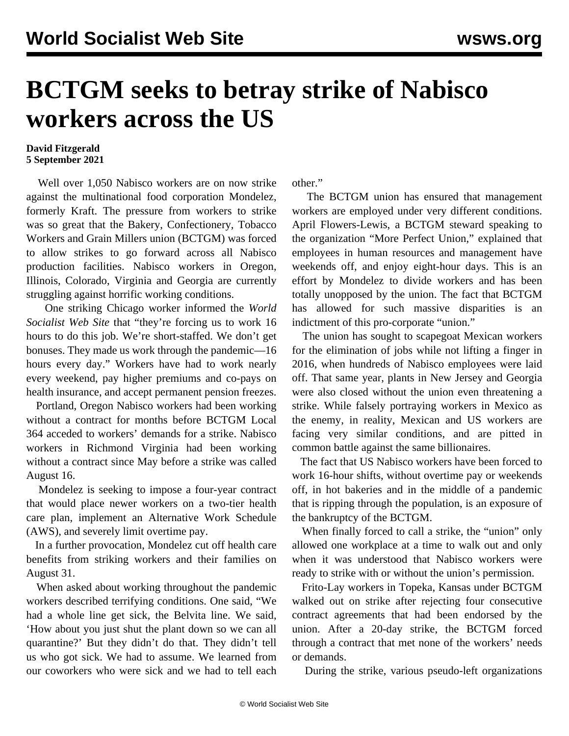# BCTGM seeks to betray strike of Nabisco workers across the US

**David Fitzgerald**
**5 September 2021**

Well over 1,050 Nabisco workers are on now strike against the multinational food corporation Mondelez, formerly Kraft. The pressure from workers to strike was so great that the Bakery, Confectionery, Tobacco Workers and Grain Millers union (BCTGM) was forced to allow strikes to go forward across all Nabisco production facilities. Nabisco workers in Oregon, Illinois, Colorado, Virginia and Georgia are currently struggling against horrific working conditions.

One striking Chicago worker informed the *World Socialist Web Site* that "they're forcing us to work 16 hours to do this job. We're short-staffed. We don't get bonuses. They made us work through the pandemic—16 hours every day." Workers have had to work nearly every weekend, pay higher premiums and co-pays on health insurance, and accept permanent pension freezes.

Portland, Oregon Nabisco workers had been working without a contract for months before BCTGM Local 364 acceded to workers' demands for a strike. Nabisco workers in Richmond Virginia had been working without a contract since May before a strike was called August 16.

Mondelez is seeking to impose a four-year contract that would place newer workers on a two-tier health care plan, implement an Alternative Work Schedule (AWS), and severely limit overtime pay.

In a further provocation, Mondelez cut off health care benefits from striking workers and their families on August 31.

When asked about working throughout the pandemic workers described terrifying conditions. One said, "We had a whole line get sick, the Belvita line. We said, 'How about you just shut the plant down so we can all quarantine?' But they didn't do that. They didn't tell us who got sick. We had to assume. We learned from our coworkers who were sick and we had to tell each other."

The BCTGM union has ensured that management workers are employed under very different conditions. April Flowers-Lewis, a BCTGM steward speaking to the organization "More Perfect Union," explained that employees in human resources and management have weekends off, and enjoy eight-hour days. This is an effort by Mondelez to divide workers and has been totally unopposed by the union. The fact that BCTGM has allowed for such massive disparities is an indictment of this pro-corporate "union."

The union has sought to scapegoat Mexican workers for the elimination of jobs while not lifting a finger in 2016, when hundreds of Nabisco employees were laid off. That same year, plants in New Jersey and Georgia were also closed without the union even threatening a strike. While falsely portraying workers in Mexico as the enemy, in reality, Mexican and US workers are facing very similar conditions, and are pitted in common battle against the same billionaires.

The fact that US Nabisco workers have been forced to work 16-hour shifts, without overtime pay or weekends off, in hot bakeries and in the middle of a pandemic that is ripping through the population, is an exposure of the bankruptcy of the BCTGM.

When finally forced to call a strike, the "union" only allowed one workplace at a time to walk out and only when it was understood that Nabisco workers were ready to strike with or without the union's permission.

Frito-Lay workers in Topeka, Kansas under BCTGM walked out on strike after rejecting four consecutive contract agreements that had been endorsed by the union. After a 20-day strike, the BCTGM forced through a contract that met none of the workers' needs or demands.

During the strike, various pseudo-left organizations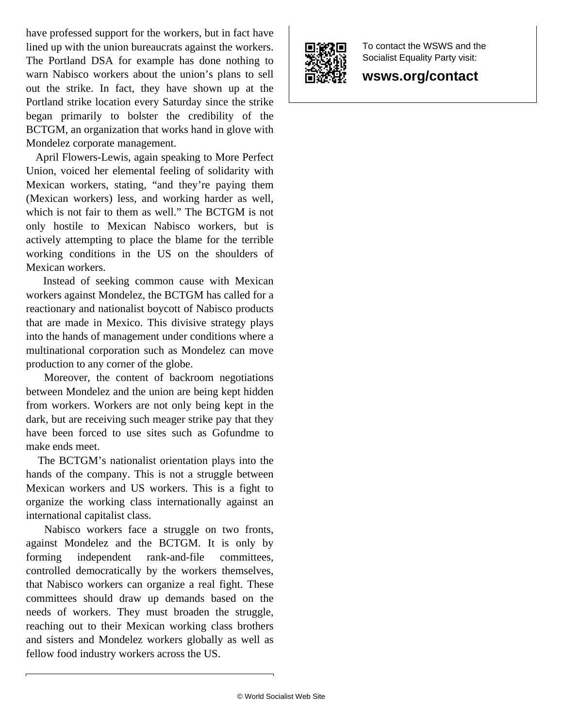have professed support for the workers, but in fact have lined up with the union bureaucrats against the workers. The Portland DSA for example has done nothing to warn Nabisco workers about the union's plans to sell out the strike. In fact, they have shown up at the Portland strike location every Saturday since the strike began primarily to bolster the credibility of the BCTGM, an organization that works hand in glove with Mondelez corporate management.

April Flowers-Lewis, again speaking to More Perfect Union, voiced her elemental feeling of solidarity with Mexican workers, stating, "and they're paying them (Mexican workers) less, and working harder as well, which is not fair to them as well." The BCTGM is not only hostile to Mexican Nabisco workers, but is actively attempting to place the blame for the terrible working conditions in the US on the shoulders of Mexican workers.

Instead of seeking common cause with Mexican workers against Mondelez, the BCTGM has called for a reactionary and nationalist boycott of Nabisco products that are made in Mexico. This divisive strategy plays into the hands of management under conditions where a multinational corporation such as Mondelez can move production to any corner of the globe.

Moreover, the content of backroom negotiations between Mondelez and the union are being kept hidden from workers. Workers are not only being kept in the dark, but are receiving such meager strike pay that they have been forced to use sites such as Gofundme to make ends meet.

The BCTGM's nationalist orientation plays into the hands of the company. This is not a struggle between Mexican workers and US workers. This is a fight to organize the working class internationally against an international capitalist class.

Nabisco workers face a struggle on two fronts, against Mondelez and the BCTGM. It is only by forming independent rank-and-file committees, controlled democratically by the workers themselves, that Nabisco workers can organize a real fight. These committees should draw up demands based on the needs of workers. They must broaden the struggle, reaching out to their Mexican working class brothers and sisters and Mondelez workers globally as well as fellow food industry workers across the US.

To contact the WSWS and the Socialist Equality Party visit:

**wsws.org/contact**